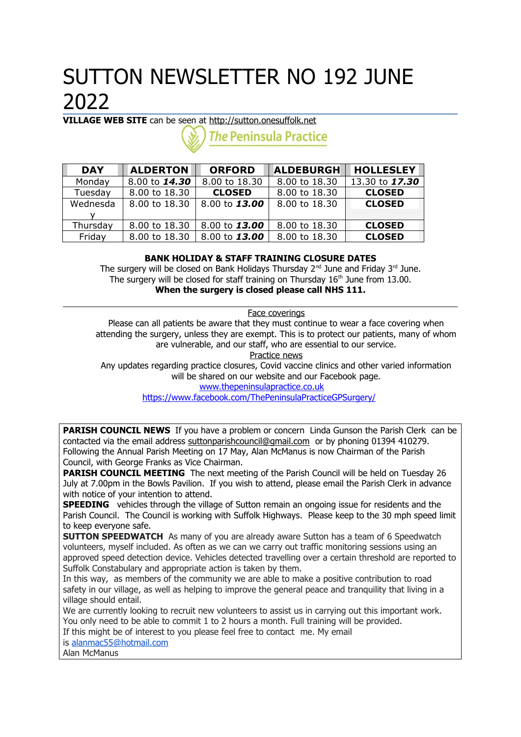# SUTTON NEWSLETTER NO 192 JUNE 2022

**VILLAGE WEB SITE** can be seen at http://sutton.onesuffolk.net

The Peninsula Practice

| DAY | ALDERTON | ORFORD | ALDEBURGH | HOLLESLEY |
|---|---|---|---|---|
| Monday | 8.00 to ***14.30*** | 8.00 to 18.30 | 8.00 to 18.30 | 13.30 to ***17.30*** |
| Tuesday | 8.00 to 18.30 | **CLOSED** | 8.00 to 18.30 | **CLOSED** |
| Wednesday | 8.00 to 18.30 | 8.00 to ***13.00*** | 8.00 to 18.30 | **CLOSED** |
| Thursday | 8.00 to 18.30 | 8.00 to ***13.00*** | 8.00 to 18.30 | **CLOSED** |
| Friday | 8.00 to 18.30 | 8.00 to ***13.00*** | 8.00 to 18.30 | **CLOSED** |

**BANK HOLIDAY & STAFF TRAINING CLOSURE DATES**

The surgery will be closed on Bank Holidays Thursday 2nd June and Friday 3rd June.
The surgery will be closed for staff training on Thursday 16th June from 13.00.
**When the surgery is closed please call NHS 111.**

---

Face coverings

Please can all patients be aware that they must continue to wear a face covering when attending the surgery, unless they are exempt. This is to protect our patients, many of whom are vulnerable, and our staff, who are essential to our service.

Practice news

Any updates regarding practice closures, Covid vaccine clinics and other varied information will be shared on our website and our Facebook page.
www.thepeninsulapractice.co.uk
https://www.facebook.com/ThePeninsulaPracticeGPSurgery/

**PARISH COUNCIL NEWS** If you have a problem or concern Linda Gunson the Parish Clerk can be contacted via the email address suttonparishcouncil@gmail.com or by phoning 01394 410279. Following the Annual Parish Meeting on 17 May, Alan McManus is now Chairman of the Parish Council, with George Franks as Vice Chairman.

**PARISH COUNCIL MEETING** The next meeting of the Parish Council will be held on Tuesday 26 July at 7.00pm in the Bowls Pavilion. If you wish to attend, please email the Parish Clerk in advance with notice of your intention to attend.

**SPEEDING** vehicles through the village of Sutton remain an ongoing issue for residents and the Parish Council. The Council is working with Suffolk Highways. Please keep to the 30 mph speed limit to keep everyone safe.

**SUTTON SPEEDWATCH** As many of you are already aware Sutton has a team of 6 Speedwatch volunteers, myself included. As often as we can we carry out traffic monitoring sessions using an approved speed detection device. Vehicles detected travelling over a certain threshold are reported to Suffolk Constabulary and appropriate action is taken by them.

In this way, as members of the community we are able to make a positive contribution to road safety in our village, as well as helping to improve the general peace and tranquility that living in a village should entail.

We are currently looking to recruit new volunteers to assist us in carrying out this important work. You only need to be able to commit 1 to 2 hours a month. Full training will be provided.

If this might be of interest to you please feel free to contact me. My email is alanmac55@hotmail.com

Alan McManus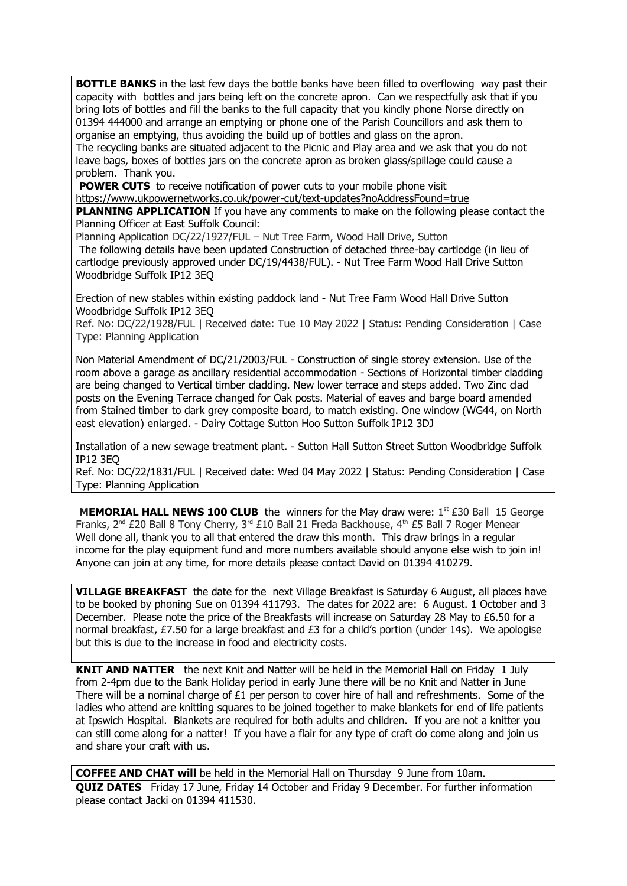**BOTTLE BANKS** in the last few days the bottle banks have been filled to overflowing way past their capacity with bottles and jars being left on the concrete apron. Can we respectfully ask that if you bring lots of bottles and fill the banks to the full capacity that you kindly phone Norse directly on 01394 444000 and arrange an emptying or phone one of the Parish Councillors and ask them to organise an emptying, thus avoiding the build up of bottles and glass on the apron.

The recycling banks are situated adjacent to the Picnic and Play area and we ask that you do not leave bags, boxes of bottles jars on the concrete apron as broken glass/spillage could cause a problem. Thank you.

**POWER CUTS** to receive notification of power cuts to your mobile phone visit https://www.ukpowernetworks.co.uk/power-cut/text-updates?noAddressFound=true

**PLANNING APPLICATION** If you have any comments to make on the following please contact the Planning Officer at East Suffolk Council:

Planning Application DC/22/1927/FUL – Nut Tree Farm, Wood Hall Drive, Sutton

The following details have been updated Construction of detached three-bay cartlodge (in lieu of cartlodge previously approved under DC/19/4438/FUL). - Nut Tree Farm Wood Hall Drive Sutton Woodbridge Suffolk IP12 3EQ

Erection of new stables within existing paddock land - Nut Tree Farm Wood Hall Drive Sutton Woodbridge Suffolk IP12 3EQ

Ref. No: DC/22/1928/FUL | Received date: Tue 10 May 2022 | Status: Pending Consideration | Case Type: Planning Application

Non Material Amendment of DC/21/2003/FUL - Construction of single storey extension. Use of the room above a garage as ancillary residential accommodation - Sections of Horizontal timber cladding are being changed to Vertical timber cladding. New lower terrace and steps added. Two Zinc clad posts on the Evening Terrace changed for Oak posts. Material of eaves and barge board amended from Stained timber to dark grey composite board, to match existing. One window (WG44, on North east elevation) enlarged. - Dairy Cottage Sutton Hoo Sutton Suffolk IP12 3DJ

Installation of a new sewage treatment plant. - Sutton Hall Sutton Street Sutton Woodbridge Suffolk IP12 3EQ

Ref. No: DC/22/1831/FUL | Received date: Wed 04 May 2022 | Status: Pending Consideration | Case Type: Planning Application

**MEMORIAL HALL NEWS 100 CLUB** the winners for the May draw were: 1st £30 Ball 15 George Franks, 2nd £20 Ball 8 Tony Cherry, 3rd £10 Ball 21 Freda Backhouse, 4th £5 Ball 7 Roger Menear Well done all, thank you to all that entered the draw this month. This draw brings in a regular income for the play equipment fund and more numbers available should anyone else wish to join in! Anyone can join at any time, for more details please contact David on 01394 410279.

**VILLAGE BREAKFAST** the date for the next Village Breakfast is Saturday 6 August, all places have to be booked by phoning Sue on 01394 411793. The dates for 2022 are: 6 August. 1 October and 3 December. Please note the price of the Breakfasts will increase on Saturday 28 May to £6.50 for a normal breakfast, £7.50 for a large breakfast and £3 for a child's portion (under 14s). We apologise but this is due to the increase in food and electricity costs.

**KNIT AND NATTER** the next Knit and Natter will be held in the Memorial Hall on Friday 1 July from 2-4pm due to the Bank Holiday period in early June there will be no Knit and Natter in June There will be a nominal charge of £1 per person to cover hire of hall and refreshments. Some of the ladies who attend are knitting squares to be joined together to make blankets for end of life patients at Ipswich Hospital. Blankets are required for both adults and children. If you are not a knitter you can still come along for a natter! If you have a flair for any type of craft do come along and join us and share your craft with us.

**COFFEE AND CHAT will** be held in the Memorial Hall on Thursday 9 June from 10am.

**QUIZ DATES** Friday 17 June, Friday 14 October and Friday 9 December. For further information please contact Jacki on 01394 411530.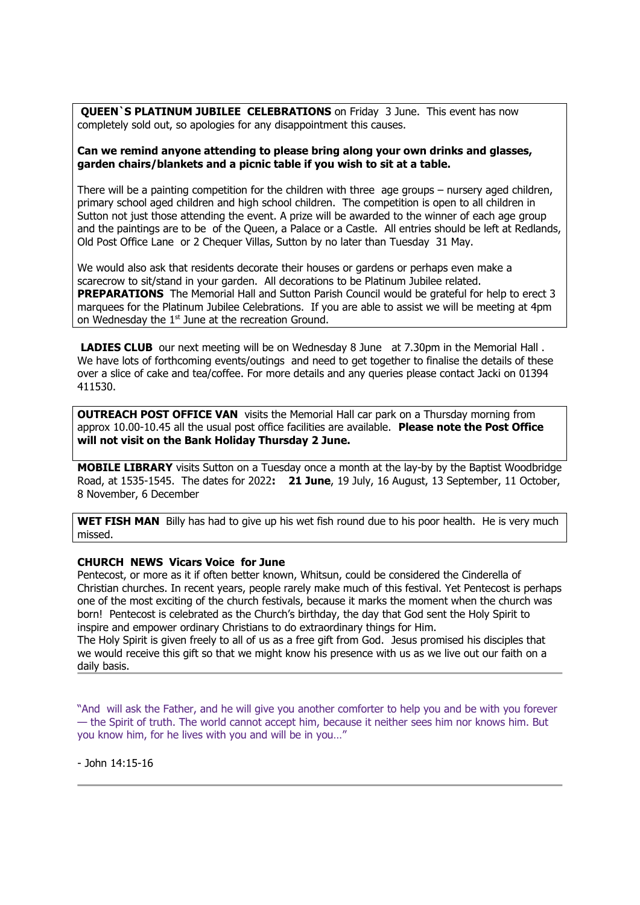**QUEEN`S PLATINUM JUBILEE CELEBRATIONS** on Friday 3 June. This event has now completely sold out, so apologies for any disappointment this causes.

**Can we remind anyone attending to please bring along your own drinks and glasses, garden chairs/blankets and a picnic table if you wish to sit at a table.**

There will be a painting competition for the children with three age groups – nursery aged children, primary school aged children and high school children. The competition is open to all children in Sutton not just those attending the event. A prize will be awarded to the winner of each age group and the paintings are to be of the Queen, a Palace or a Castle. All entries should be left at Redlands, Old Post Office Lane or 2 Chequer Villas, Sutton by no later than Tuesday 31 May.

We would also ask that residents decorate their houses or gardens or perhaps even make a scarecrow to sit/stand in your garden. All decorations to be Platinum Jubilee related.
**PREPARATIONS** The Memorial Hall and Sutton Parish Council would be grateful for help to erect 3 marquees for the Platinum Jubilee Celebrations. If you are able to assist we will be meeting at 4pm on Wednesday the 1st June at the recreation Ground.

**LADIES CLUB** our next meeting will be on Wednesday 8 June at 7.30pm in the Memorial Hall . We have lots of forthcoming events/outings and need to get together to finalise the details of these over a slice of cake and tea/coffee. For more details and any queries please contact Jacki on 01394 411530.

**OUTREACH POST OFFICE VAN** visits the Memorial Hall car park on a Thursday morning from approx 10.00-10.45 all the usual post office facilities are available. **Please note the Post Office will not visit on the Bank Holiday Thursday 2 June.**

**MOBILE LIBRARY** visits Sutton on a Tuesday once a month at the lay-by by the Baptist Woodbridge Road, at 1535-1545. The dates for 2022**: 21 June**, 19 July, 16 August, 13 September, 11 October, 8 November, 6 December

**WET FISH MAN** Billy has had to give up his wet fish round due to his poor health. He is very much missed.

**CHURCH NEWS Vicars Voice for June**

Pentecost, or more as it if often better known, Whitsun, could be considered the Cinderella of Christian churches. In recent years, people rarely make much of this festival. Yet Pentecost is perhaps one of the most exciting of the church festivals, because it marks the moment when the church was born! Pentecost is celebrated as the Church's birthday, the day that God sent the Holy Spirit to inspire and empower ordinary Christians to do extraordinary things for Him.
The Holy Spirit is given freely to all of us as a free gift from God. Jesus promised his disciples that we would receive this gift so that we might know his presence with us as we live out our faith on a daily basis.

---

"And will ask the Father, and he will give you another comforter to help you and be with you forever — the Spirit of truth. The world cannot accept him, because it neither sees him nor knows him. But you know him, for he lives with you and will be in you…"

- John 14:15-16

---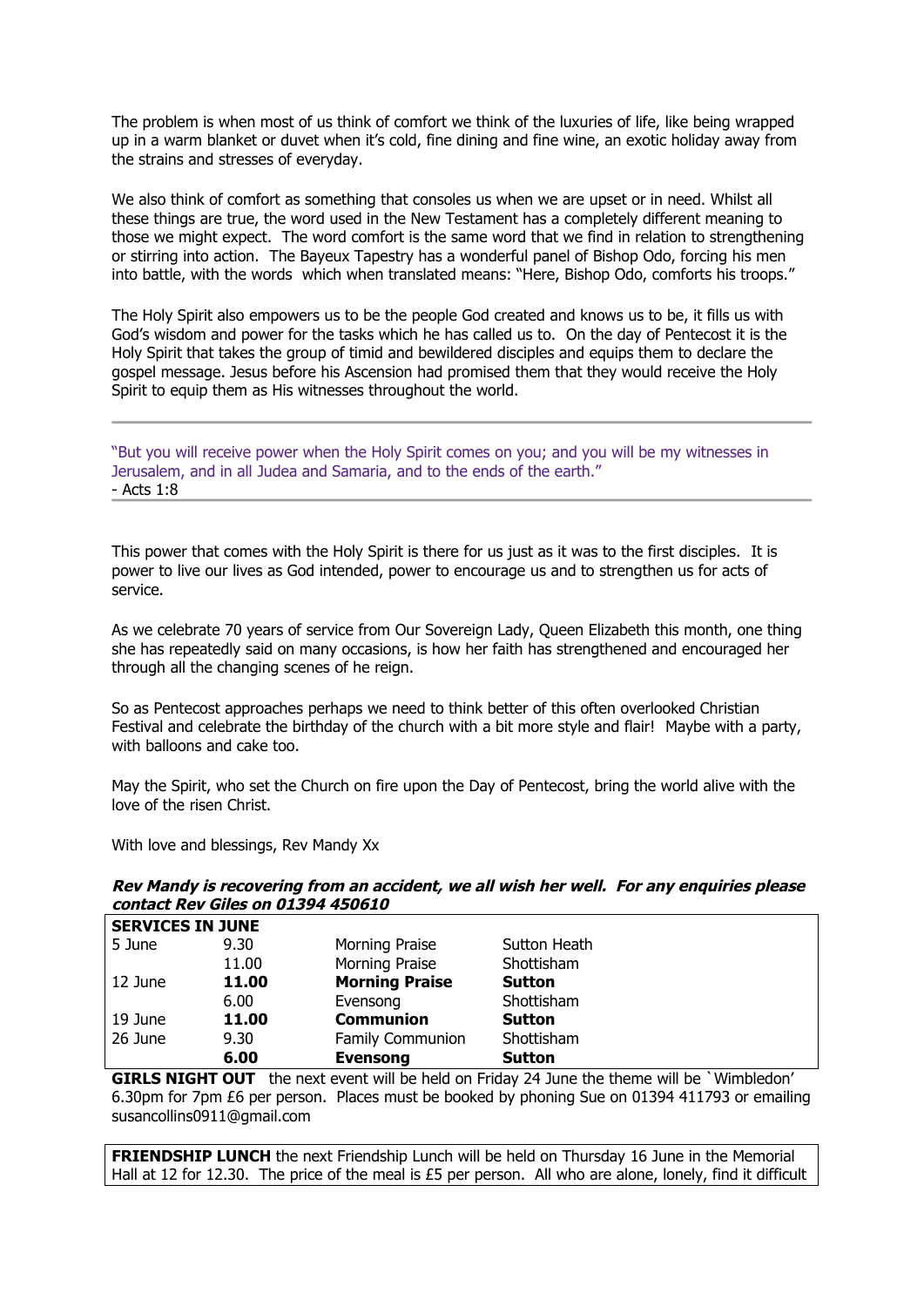The problem is when most of us think of comfort we think of the luxuries of life, like being wrapped up in a warm blanket or duvet when it's cold, fine dining and fine wine, an exotic holiday away from the strains and stresses of everyday.

We also think of comfort as something that consoles us when we are upset or in need. Whilst all these things are true, the word used in the New Testament has a completely different meaning to those we might expect. The word comfort is the same word that we find in relation to strengthening or stirring into action. The Bayeux Tapestry has a wonderful panel of Bishop Odo, forcing his men into battle, with the words which when translated means: "Here, Bishop Odo, comforts his troops."

The Holy Spirit also empowers us to be the people God created and knows us to be, it fills us with God's wisdom and power for the tasks which he has called us to. On the day of Pentecost it is the Holy Spirit that takes the group of timid and bewildered disciples and equips them to declare the gospel message. Jesus before his Ascension had promised them that they would receive the Holy Spirit to equip them as His witnesses throughout the world.

---

"But you will receive power when the Holy Spirit comes on you; and you will be my witnesses in Jerusalem, and in all Judea and Samaria, and to the ends of the earth."
- Acts 1:8

---

This power that comes with the Holy Spirit is there for us just as it was to the first disciples. It is power to live our lives as God intended, power to encourage us and to strengthen us for acts of service.

As we celebrate 70 years of service from Our Sovereign Lady, Queen Elizabeth this month, one thing she has repeatedly said on many occasions, is how her faith has strengthened and encouraged her through all the changing scenes of he reign.

So as Pentecost approaches perhaps we need to think better of this often overlooked Christian Festival and celebrate the birthday of the church with a bit more style and flair! Maybe with a party, with balloons and cake too.

May the Spirit, who set the Church on fire upon the Day of Pentecost, bring the world alive with the love of the risen Christ.

With love and blessings, Rev Mandy Xx

***Rev Mandy is recovering from an accident, we all wish her well. For any enquiries please contact Rev Giles on 01394 450610***

| **SERVICES IN JUNE** | | | |
|---|---|---|---|
| 5 June | 9.30 | Morning Praise | Sutton Heath |
| | 11.00 | Morning Praise | Shottisham |
| 12 June | **11.00** | **Morning Praise** | **Sutton** |
| | 6.00 | Evensong | Shottisham |
| 19 June | **11.00** | **Communion** | **Sutton** |
| 26 June | 9.30 | Family Communion | Shottisham |
| | **6.00** | **Evensong** | **Sutton** |

**GIRLS NIGHT OUT** the next event will be held on Friday 24 June the theme will be `Wimbledon' 6.30pm for 7pm £6 per person. Places must be booked by phoning Sue on 01394 411793 or emailing susancollins0911@gmail.com

**FRIENDSHIP LUNCH** the next Friendship Lunch will be held on Thursday 16 June in the Memorial Hall at 12 for 12.30. The price of the meal is £5 per person. All who are alone, lonely, find it difficult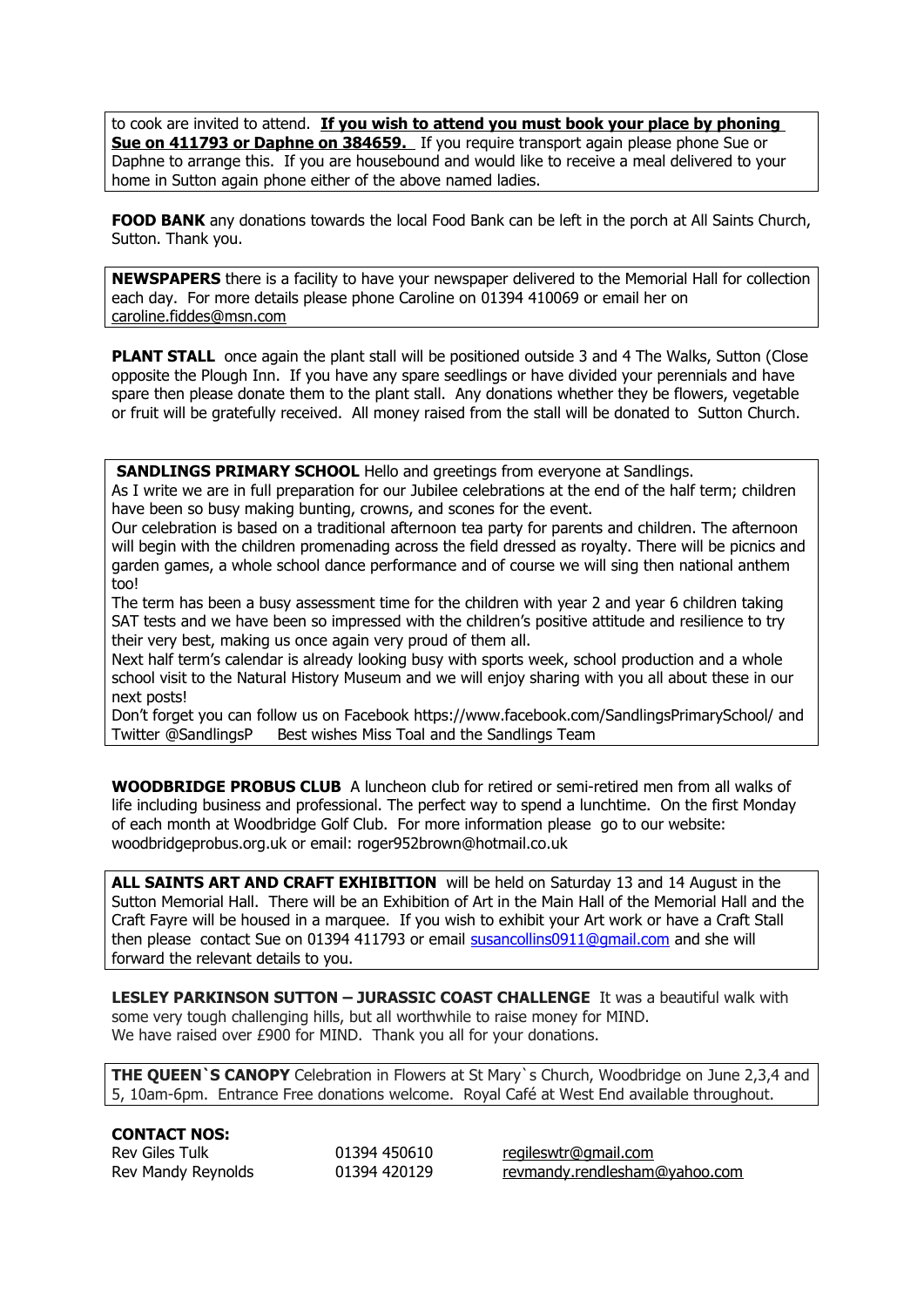to cook are invited to attend. **If you wish to attend you must book your place by phoning Sue on 411793 or Daphne on 384659.** If you require transport again please phone Sue or Daphne to arrange this. If you are housebound and would like to receive a meal delivered to your home in Sutton again phone either of the above named ladies.

**FOOD BANK** any donations towards the local Food Bank can be left in the porch at All Saints Church, Sutton. Thank you.

**NEWSPAPERS** there is a facility to have your newspaper delivered to the Memorial Hall for collection each day. For more details please phone Caroline on 01394 410069 or email her on caroline.fiddes@msn.com

**PLANT STALL** once again the plant stall will be positioned outside 3 and 4 The Walks, Sutton (Close opposite the Plough Inn. If you have any spare seedlings or have divided your perennials and have spare then please donate them to the plant stall. Any donations whether they be flowers, vegetable or fruit will be gratefully received. All money raised from the stall will be donated to Sutton Church.

**SANDLINGS PRIMARY SCHOOL** Hello and greetings from everyone at Sandlings.
As I write we are in full preparation for our Jubilee celebrations at the end of the half term; children have been so busy making bunting, crowns, and scones for the event.
Our celebration is based on a traditional afternoon tea party for parents and children. The afternoon will begin with the children promenading across the field dressed as royalty. There will be picnics and garden games, a whole school dance performance and of course we will sing then national anthem too!
The term has been a busy assessment time for the children with year 2 and year 6 children taking SAT tests and we have been so impressed with the children's positive attitude and resilience to try their very best, making us once again very proud of them all.
Next half term's calendar is already looking busy with sports week, school production and a whole school visit to the Natural History Museum and we will enjoy sharing with you all about these in our next posts!
Don't forget you can follow us on Facebook https://www.facebook.com/SandlingsPrimarySchool/ and Twitter @SandlingsP Best wishes Miss Toal and the Sandlings Team

**WOODBRIDGE PROBUS CLUB** A luncheon club for retired or semi-retired men from all walks of life including business and professional. The perfect way to spend a lunchtime. On the first Monday of each month at Woodbridge Golf Club. For more information please go to our website: woodbridgeprobus.org.uk or email: roger952brown@hotmail.co.uk

**ALL SAINTS ART AND CRAFT EXHIBITION** will be held on Saturday 13 and 14 August in the Sutton Memorial Hall. There will be an Exhibition of Art in the Main Hall of the Memorial Hall and the Craft Fayre will be housed in a marquee. If you wish to exhibit your Art work or have a Craft Stall then please contact Sue on 01394 411793 or email susancollins0911@gmail.com and she will forward the relevant details to you.

**LESLEY PARKINSON SUTTON – JURASSIC COAST CHALLENGE** It was a beautiful walk with some very tough challenging hills, but all worthwhile to raise money for MIND.
We have raised over £900 for MIND. Thank you all for your donations.

**THE QUEEN`S CANOPY** Celebration in Flowers at St Mary`s Church, Woodbridge on June 2,3,4 and 5, 10am-6pm. Entrance Free donations welcome. Royal Café at West End available throughout.

**CONTACT NOS:**

| | | |
|---|---|---|
| Rev Giles Tulk | 01394 450610 | regileswtr@gmail.com |
| Rev Mandy Reynolds | 01394 420129 | revmandy.rendlesham@yahoo.com |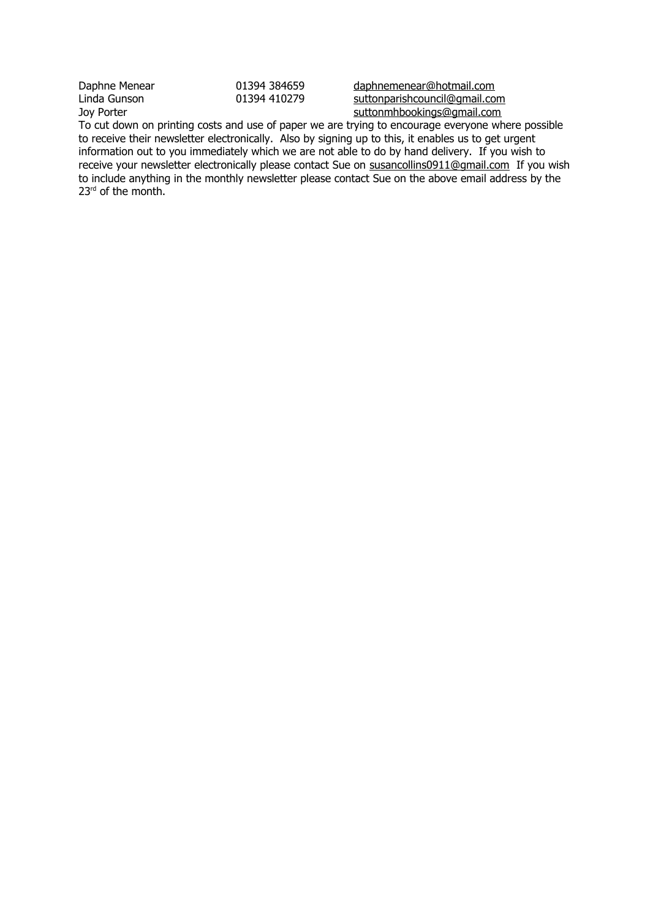| | | |
|---|---|---|
| Daphne Menear | 01394 384659 | daphnemenear@hotmail.com |
| Linda Gunson | 01394 410279 | suttonparishcouncil@gmail.com |
| Joy Porter | | suttonmhbookings@gmail.com |

To cut down on printing costs and use of paper we are trying to encourage everyone where possible to receive their newsletter electronically. Also by signing up to this, it enables us to get urgent information out to you immediately which we are not able to do by hand delivery. If you wish to receive your newsletter electronically please contact Sue on susancollins0911@gmail.com If you wish to include anything in the monthly newsletter please contact Sue on the above email address by the 23rd of the month.